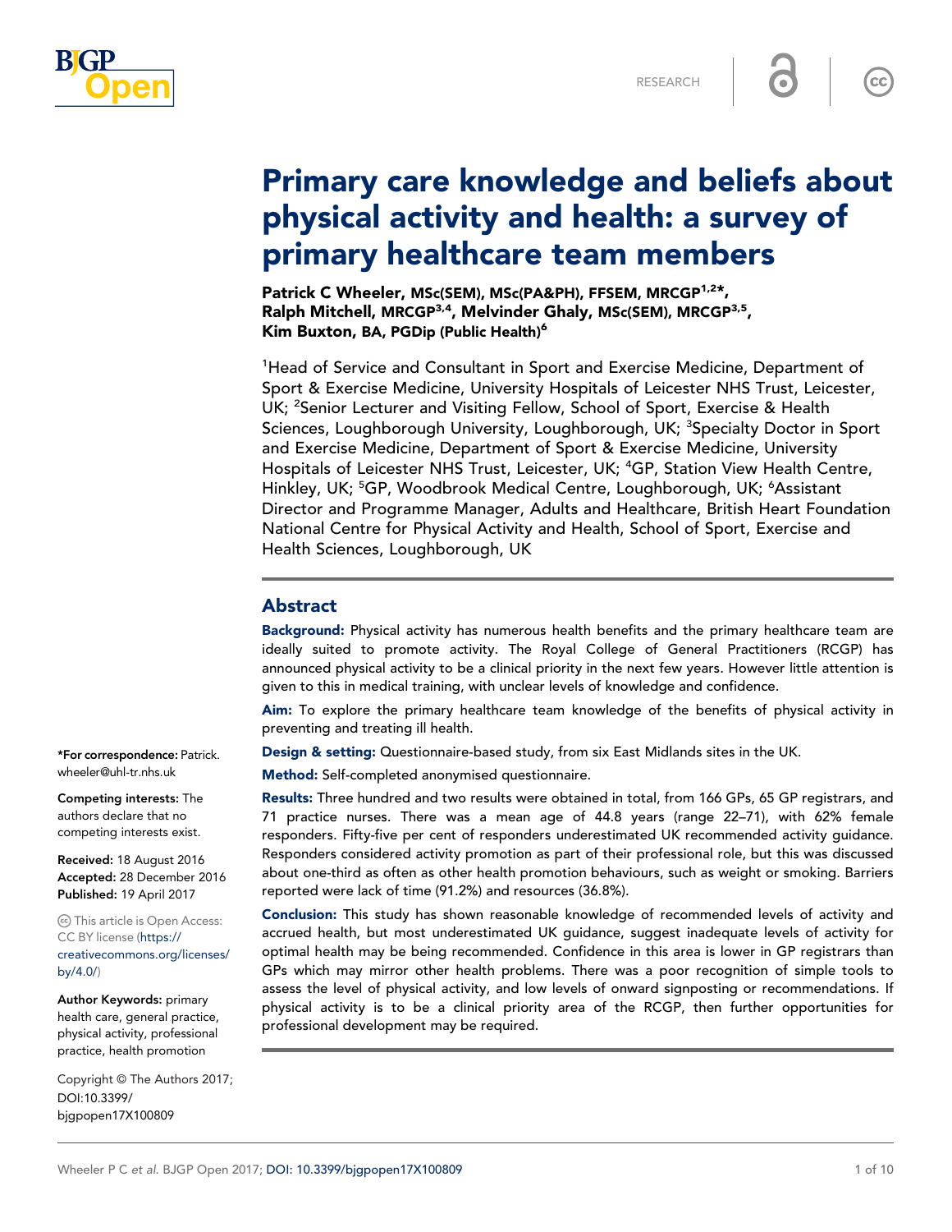RESEARCH

# Primary care knowledge and beliefs about physical activity and health: a survey of primary healthcare team members

**Patrick C Wheeler, MSc(SEM), MSc(PA&PH), FFSEM, MRCGP[1,2]*, Ralph Mitchell, MRCGP[3,4], Melvinder Ghaly, MSc(SEM), MRCGP[3,5], Kim Buxton, BA, PGDip (Public Health)[6]**

[1]Head of Service and Consultant in Sport and Exercise Medicine, Department of Sport & Exercise Medicine, University Hospitals of Leicester NHS Trust, Leicester, UK; [2]Senior Lecturer and Visiting Fellow, School of Sport, Exercise & Health Sciences, Loughborough University, Loughborough, UK; [3]Specialty Doctor in Sport and Exercise Medicine, Department of Sport & Exercise Medicine, University Hospitals of Leicester NHS Trust, Leicester, UK; [4]GP, Station View Health Centre, Hinkley, UK; [5]GP, Woodbrook Medical Centre, Loughborough, UK; [6]Assistant Director and Programme Manager, Adults and Healthcare, British Heart Foundation National Centre for Physical Activity and Health, School of Sport, Exercise and Health Sciences, Loughborough, UK

## Abstract

**Background:** Physical activity has numerous health benefits and the primary healthcare team are ideally suited to promote activity. The Royal College of General Practitioners (RCGP) has announced physical activity to be a clinical priority in the next few years. However little attention is given to this in medical training, with unclear levels of knowledge and confidence.

**Aim:** To explore the primary healthcare team knowledge of the benefits of physical activity in preventing and treating ill health.

**Design & setting:** Questionnaire-based study, from six East Midlands sites in the UK.

**Method:** Self-completed anonymised questionnaire.

**Results:** Three hundred and two results were obtained in total, from 166 GPs, 65 GP registrars, and 71 practice nurses. There was a mean age of 44.8 years (range 22–71), with 62% female responders. Fifty-five per cent of responders underestimated UK recommended activity guidance. Responders considered activity promotion as part of their professional role, but this was discussed about one-third as often as other health promotion behaviours, such as weight or smoking. Barriers reported were lack of time (91.2%) and resources (36.8%).

**Conclusion:** This study has shown reasonable knowledge of recommended levels of activity and accrued health, but most underestimated UK guidance, suggest inadequate levels of activity for optimal health may be being recommended. Confidence in this area is lower in GP registrars than GPs which may mirror other health problems. There was a poor recognition of simple tools to assess the level of physical activity, and low levels of onward signposting or recommendations. If physical activity is to be a clinical priority area of the RCGP, then further opportunities for professional development may be required.

*For correspondence: Patrick.wheeler@uhl-tr.nhs.uk

**Competing interests:** The authors declare that no competing interests exist.

**Received:** 18 August 2016
**Accepted:** 28 December 2016
**Published:** 19 April 2017

This article is Open Access: CC BY license (https://creativecommons.org/licenses/by/4.0/)

**Author Keywords:** primary health care, general practice, physical activity, professional practice, health promotion

Copyright © The Authors 2017; DOI:10.3399/bjgpopen17X100809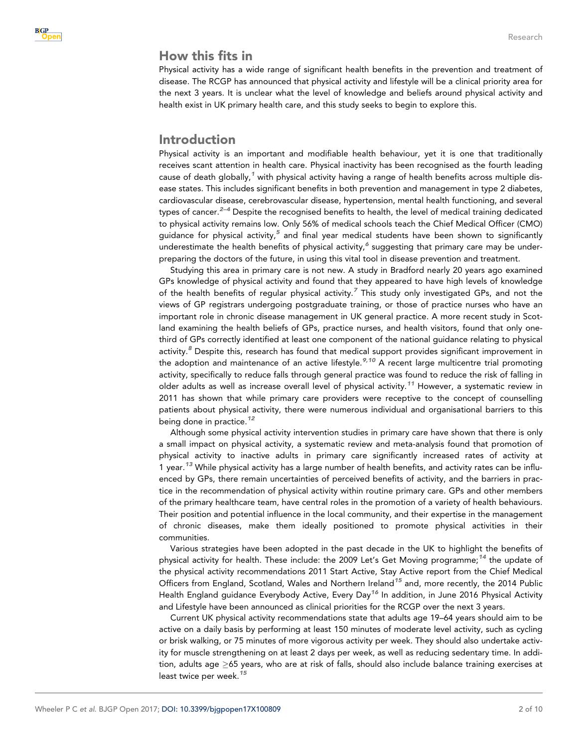## How this fits in

Physical activity has a wide range of significant health benefits in the prevention and treatment of disease. The RCGP has announced that physical activity and lifestyle will be a clinical priority area for the next 3 years. It is unclear what the level of knowledge and beliefs around physical activity and health exist in UK primary health care, and this study seeks to begin to explore this.

## Introduction

Physical activity is an important and modifiable health behaviour, yet it is one that traditionally receives scant attention in health care. Physical inactivity has been recognised as the fourth leading cause of death globally,[1] with physical activity having a range of health benefits across multiple disease states. This includes significant benefits in both prevention and management in type 2 diabetes, cardiovascular disease, cerebrovascular disease, hypertension, mental health functioning, and several types of cancer.[2–4] Despite the recognised benefits to health, the level of medical training dedicated to physical activity remains low. Only 56% of medical schools teach the Chief Medical Officer (CMO) guidance for physical activity,[5] and final year medical students have been shown to significantly underestimate the health benefits of physical activity,[6] suggesting that primary care may be under-preparing the doctors of the future, in using this vital tool in disease prevention and treatment.

Studying this area in primary care is not new. A study in Bradford nearly 20 years ago examined GPs knowledge of physical activity and found that they appeared to have high levels of knowledge of the health benefits of regular physical activity.[7] This study only investigated GPs, and not the views of GP registrars undergoing postgraduate training, or those of practice nurses who have an important role in chronic disease management in UK general practice. A more recent study in Scotland examining the health beliefs of GPs, practice nurses, and health visitors, found that only one-third of GPs correctly identified at least one component of the national guidance relating to physical activity.[8] Despite this, research has found that medical support provides significant improvement in the adoption and maintenance of an active lifestyle.[9,10] A recent large multicentre trial promoting activity, specifically to reduce falls through general practice was found to reduce the risk of falling in older adults as well as increase overall level of physical activity.[11] However, a systematic review in 2011 has shown that while primary care providers were receptive to the concept of counselling patients about physical activity, there were numerous individual and organisational barriers to this being done in practice.[12]

Although some physical activity intervention studies in primary care have shown that there is only a small impact on physical activity, a systematic review and meta-analysis found that promotion of physical activity to inactive adults in primary care significantly increased rates of activity at 1 year.[13] While physical activity has a large number of health benefits, and activity rates can be influenced by GPs, there remain uncertainties of perceived benefits of activity, and the barriers in practice in the recommendation of physical activity within routine primary care. GPs and other members of the primary healthcare team, have central roles in the promotion of a variety of health behaviours. Their position and potential influence in the local community, and their expertise in the management of chronic diseases, make them ideally positioned to promote physical activities in their communities.

Various strategies have been adopted in the past decade in the UK to highlight the benefits of physical activity for health. These include: the 2009 Let's Get Moving programme;[14] the update of the physical activity recommendations 2011 Start Active, Stay Active report from the Chief Medical Officers from England, Scotland, Wales and Northern Ireland[15] and, more recently, the 2014 Public Health England guidance Everybody Active, Every Day[16] In addition, in June 2016 Physical Activity and Lifestyle have been announced as clinical priorities for the RCGP over the next 3 years.

Current UK physical activity recommendations state that adults age 19–64 years should aim to be active on a daily basis by performing at least 150 minutes of moderate level activity, such as cycling or brisk walking, or 75 minutes of more vigorous activity per week. They should also undertake activity for muscle strengthening on at least 2 days per week, as well as reducing sedentary time. In addition, adults age $\geq$65 years, who are at risk of falls, should also include balance training exercises at least twice per week.[15]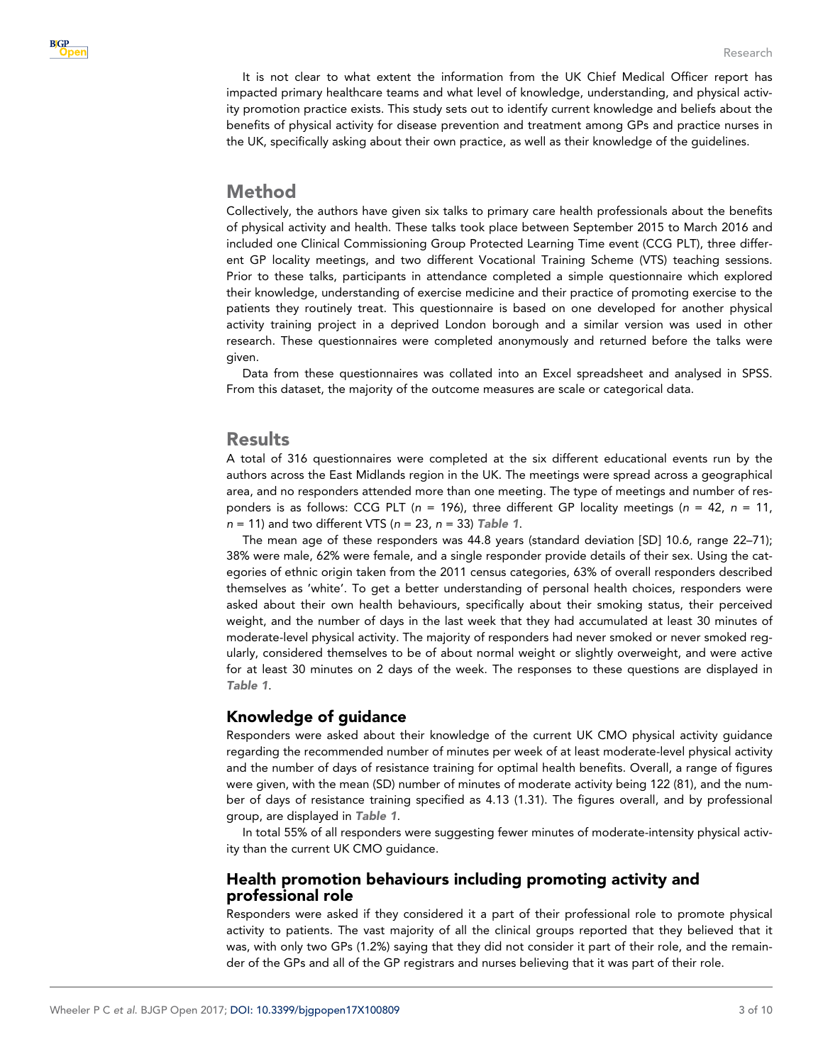It is not clear to what extent the information from the UK Chief Medical Officer report has impacted primary healthcare teams and what level of knowledge, understanding, and physical activity promotion practice exists. This study sets out to identify current knowledge and beliefs about the benefits of physical activity for disease prevention and treatment among GPs and practice nurses in the UK, specifically asking about their own practice, as well as their knowledge of the guidelines.

## Method

Collectively, the authors have given six talks to primary care health professionals about the benefits of physical activity and health. These talks took place between September 2015 to March 2016 and included one Clinical Commissioning Group Protected Learning Time event (CCG PLT), three different GP locality meetings, and two different Vocational Training Scheme (VTS) teaching sessions. Prior to these talks, participants in attendance completed a simple questionnaire which explored their knowledge, understanding of exercise medicine and their practice of promoting exercise to the patients they routinely treat. This questionnaire is based on one developed for another physical activity training project in a deprived London borough and a similar version was used in other research. These questionnaires were completed anonymously and returned before the talks were given.

Data from these questionnaires was collated into an Excel spreadsheet and analysed in SPSS. From this dataset, the majority of the outcome measures are scale or categorical data.

## Results

A total of 316 questionnaires were completed at the six different educational events run by the authors across the East Midlands region in the UK. The meetings were spread across a geographical area, and no responders attended more than one meeting. The type of meetings and number of responders is as follows: CCG PLT ($n$ = 196), three different GP locality meetings ($n$ = 42, $n$ = 11, $n$ = 11) and two different VTS ($n$ = 23, $n$ = 33) ***Table 1***.

The mean age of these responders was 44.8 years (standard deviation [SD] 10.6, range 22–71); 38% were male, 62% were female, and a single responder provide details of their sex. Using the categories of ethnic origin taken from the 2011 census categories, 63% of overall responders described themselves as 'white'. To get a better understanding of personal health choices, responders were asked about their own health behaviours, specifically about their smoking status, their perceived weight, and the number of days in the last week that they had accumulated at least 30 minutes of moderate-level physical activity. The majority of responders had never smoked or never smoked regularly, considered themselves to be of about normal weight or slightly overweight, and were active for at least 30 minutes on 2 days of the week. The responses to these questions are displayed in ***Table 1***.

### Knowledge of guidance

Responders were asked about their knowledge of the current UK CMO physical activity guidance regarding the recommended number of minutes per week of at least moderate-level physical activity and the number of days of resistance training for optimal health benefits. Overall, a range of figures were given, with the mean (SD) number of minutes of moderate activity being 122 (81), and the number of days of resistance training specified as 4.13 (1.31). The figures overall, and by professional group, are displayed in ***Table 1***.

In total 55% of all responders were suggesting fewer minutes of moderate-intensity physical activity than the current UK CMO guidance.

### Health promotion behaviours including promoting activity and professional role

Responders were asked if they considered it a part of their professional role to promote physical activity to patients. The vast majority of all the clinical groups reported that they believed that it was, with only two GPs (1.2%) saying that they did not consider it part of their role, and the remainder of the GPs and all of the GP registrars and nurses believing that it was part of their role.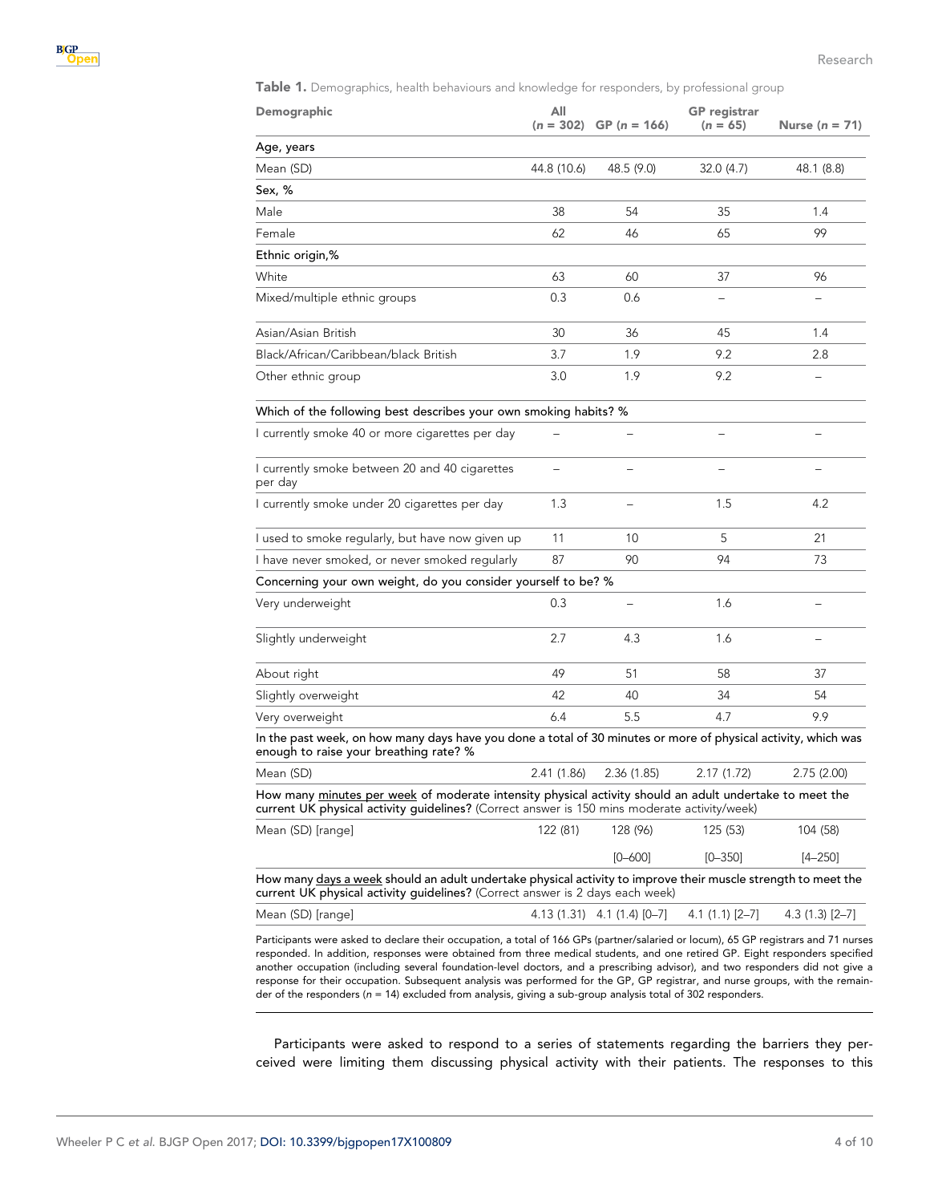**Table 1.** Demographics, health behaviours and knowledge for responders, by professional group

| Demographic | All (*n* = 302) | GP (*n* = 166) | GP registrar (*n* = 65) | Nurse (*n* = 71) |
|---|---|---|---|---|
| **Age, years** | | | | |
| Mean (SD) | 44.8 (10.6) | 48.5 (9.0) | 32.0 (4.7) | 48.1 (8.8) |
| **Sex, %** | | | | |
| Male | 38 | 54 | 35 | 1.4 |
| Female | 62 | 46 | 65 | 99 |
| **Ethnic origin,%** | | | | |
| White | 63 | 60 | 37 | 96 |
| Mixed/multiple ethnic groups | 0.3 | 0.6 | – | – |
| Asian/Asian British | 30 | 36 | 45 | 1.4 |
| Black/African/Caribbean/black British | 3.7 | 1.9 | 9.2 | 2.8 |
| Other ethnic group | 3.0 | 1.9 | 9.2 | – |
| **Which of the following best describes your own smoking habits? %** | | | | |
| I currently smoke 40 or more cigarettes per day | – | – | – | – |
| I currently smoke between 20 and 40 cigarettes per day | – | – | – | – |
| I currently smoke under 20 cigarettes per day | 1.3 | – | 1.5 | 4.2 |
| I used to smoke regularly, but have now given up | 11 | 10 | 5 | 21 |
| I have never smoked, or never smoked regularly | 87 | 90 | 94 | 73 |
| **Concerning your own weight, do you consider yourself to be? %** | | | | |
| Very underweight | 0.3 | – | 1.6 | – |
| Slightly underweight | 2.7 | 4.3 | 1.6 | – |
| About right | 49 | 51 | 58 | 37 |
| Slightly overweight | 42 | 40 | 34 | 54 |
| Very overweight | 6.4 | 5.5 | 4.7 | 9.9 |
| **In the past week, on how many days have you done a total of 30 minutes or more of physical activity, which was enough to raise your breathing rate? %** | | | | |
| Mean (SD) | 2.41 (1.86) | 2.36 (1.85) | 2.17 (1.72) | 2.75 (2.00) |
| **How many minutes per week of moderate intensity physical activity should an adult undertake to meet the current UK physical activity guidelines?** (Correct answer is 150 mins moderate activity/week) | | | | |
| Mean (SD) [range] | 122 (81) | 128 (96) [0–600] | 125 (53) [0–350] | 104 (58) [4–250] |
| **How many days a week should an adult undertake physical activity to improve their muscle strength to meet the current UK physical activity guidelines?** (Correct answer is 2 days each week) | | | | |
| Mean (SD) [range] | 4.13 (1.31) | 4.1 (1.4) [0–7] | 4.1 (1.1) [2–7] | 4.3 (1.3) [2–7] |

Participants were asked to declare their occupation, a total of 166 GPs (partner/salaried or locum), 65 GP registrars and 71 nurses responded. In addition, responses were obtained from three medical students, and one retired GP. Eight responders specified another occupation (including several foundation-level doctors, and a prescribing advisor), and two responders did not give a response for their occupation. Subsequent analysis was performed for the GP, GP registrar, and nurse groups, with the remainder of the responders (*n* = 14) excluded from analysis, giving a sub-group analysis total of 302 responders.

Participants were asked to respond to a series of statements regarding the barriers they perceived were limiting them discussing physical activity with their patients. The responses to this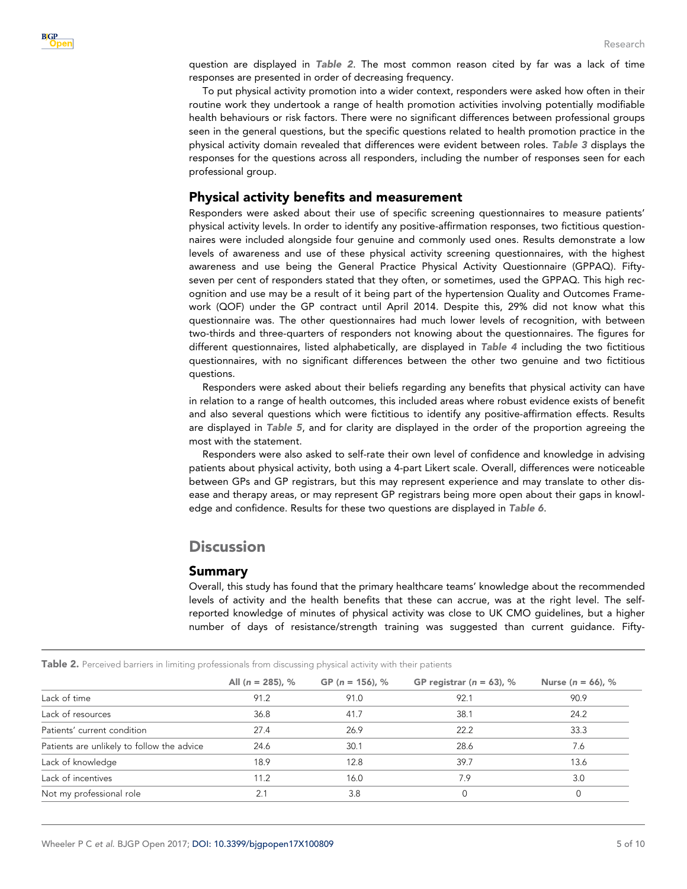question are displayed in *Table 2*. The most common reason cited by far was a lack of time responses are presented in order of decreasing frequency.

To put physical activity promotion into a wider context, responders were asked how often in their routine work they undertook a range of health promotion activities involving potentially modifiable health behaviours or risk factors. There were no significant differences between professional groups seen in the general questions, but the specific questions related to health promotion practice in the physical activity domain revealed that differences were evident between roles. *Table 3* displays the responses for the questions across all responders, including the number of responses seen for each professional group.

## Physical activity benefits and measurement

Responders were asked about their use of specific screening questionnaires to measure patients' physical activity levels. In order to identify any positive-affirmation responses, two fictitious questionnaires were included alongside four genuine and commonly used ones. Results demonstrate a low levels of awareness and use of these physical activity screening questionnaires, with the highest awareness and use being the General Practice Physical Activity Questionnaire (GPPAQ). Fifty-seven per cent of responders stated that they often, or sometimes, used the GPPAQ. This high recognition and use may be a result of it being part of the hypertension Quality and Outcomes Framework (QOF) under the GP contract until April 2014. Despite this, 29% did not know what this questionnaire was. The other questionnaires had much lower levels of recognition, with between two-thirds and three-quarters of responders not knowing about the questionnaires. The figures for different questionnaires, listed alphabetically, are displayed in *Table 4* including the two fictitious questionnaires, with no significant differences between the other two genuine and two fictitious questions.

Responders were asked about their beliefs regarding any benefits that physical activity can have in relation to a range of health outcomes, this included areas where robust evidence exists of benefit and also several questions which were fictitious to identify any positive-affirmation effects. Results are displayed in *Table 5*, and for clarity are displayed in the order of the proportion agreeing the most with the statement.

Responders were also asked to self-rate their own level of confidence and knowledge in advising patients about physical activity, both using a 4-part Likert scale. Overall, differences were noticeable between GPs and GP registrars, but this may represent experience and may translate to other disease and therapy areas, or may represent GP registrars being more open about their gaps in knowledge and confidence. Results for these two questions are displayed in *Table 6*.

# Discussion

## Summary

Overall, this study has found that the primary healthcare teams' knowledge about the recommended levels of activity and the health benefits that these can accrue, was at the right level. The self-reported knowledge of minutes of physical activity was close to UK CMO guidelines, but a higher number of days of resistance/strength training was suggested than current guidance. Fifty-

**Table 2.** Perceived barriers in limiting professionals from discussing physical activity with their patients

| | All ($n$ = 285), % | GP ($n$ = 156), % | GP registrar ($n$ = 63), % | Nurse ($n$ = 66), % |
|---|---|---|---|---|
| Lack of time | 91.2 | 91.0 | 92.1 | 90.9 |
| Lack of resources | 36.8 | 41.7 | 38.1 | 24.2 |
| Patients' current condition | 27.4 | 26.9 | 22.2 | 33.3 |
| Patients are unlikely to follow the advice | 24.6 | 30.1 | 28.6 | 7.6 |
| Lack of knowledge | 18.9 | 12.8 | 39.7 | 13.6 |
| Lack of incentives | 11.2 | 16.0 | 7.9 | 3.0 |
| Not my professional role | 2.1 | 3.8 | 0 | 0 |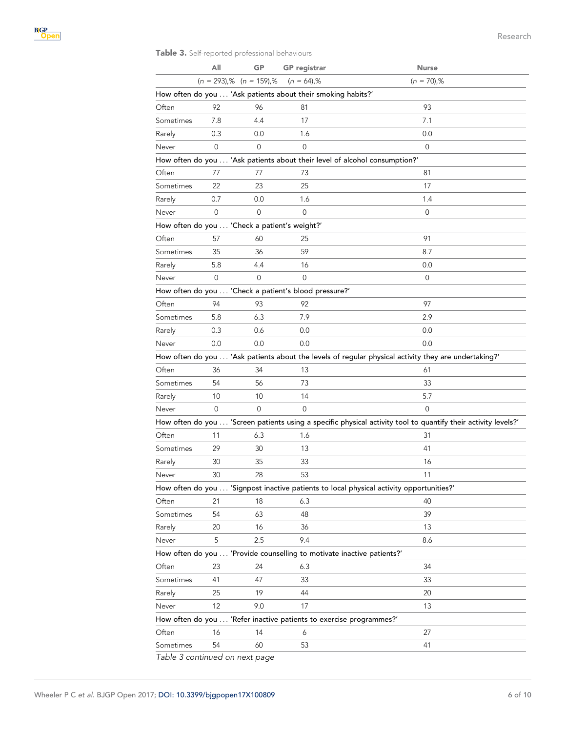**Table 3.** Self-reported professional behaviours

| | All | GP | GP registrar | Nurse |
|---|---|---|---|---|
| | ($n$ = 293),% | ($n$ = 159),% | ($n$ = 64),% | ($n$ = 70),% |
| How often do you ... 'Ask patients about their smoking habits?' | | | | |
| Often | 92 | 96 | 81 | 93 |
| Sometimes | 7.8 | 4.4 | 17 | 7.1 |
| Rarely | 0.3 | 0.0 | 1.6 | 0.0 |
| Never | 0 | 0 | 0 | 0 |
| How often do you ... 'Ask patients about their level of alcohol consumption?' | | | | |
| Often | 77 | 77 | 73 | 81 |
| Sometimes | 22 | 23 | 25 | 17 |
| Rarely | 0.7 | 0.0 | 1.6 | 1.4 |
| Never | 0 | 0 | 0 | 0 |
| How often do you ... 'Check a patient's weight?' | | | | |
| Often | 57 | 60 | 25 | 91 |
| Sometimes | 35 | 36 | 59 | 8.7 |
| Rarely | 5.8 | 4.4 | 16 | 0.0 |
| Never | 0 | 0 | 0 | 0 |
| How often do you ... 'Check a patient's blood pressure?' | | | | |
| Often | 94 | 93 | 92 | 97 |
| Sometimes | 5.8 | 6.3 | 7.9 | 2.9 |
| Rarely | 0.3 | 0.6 | 0.0 | 0.0 |
| Never | 0.0 | 0.0 | 0.0 | 0.0 |
| How often do you ... 'Ask patients about the levels of regular physical activity they are undertaking?' | | | | |
| Often | 36 | 34 | 13 | 61 |
| Sometimes | 54 | 56 | 73 | 33 |
| Rarely | 10 | 10 | 14 | 5.7 |
| Never | 0 | 0 | 0 | 0 |
| How often do you ... 'Screen patients using a specific physical activity tool to quantify their activity levels?' | | | | |
| Often | 11 | 6.3 | 1.6 | 31 |
| Sometimes | 29 | 30 | 13 | 41 |
| Rarely | 30 | 35 | 33 | 16 |
| Never | 30 | 28 | 53 | 11 |
| How often do you ... 'Signpost inactive patients to local physical activity opportunities?' | | | | |
| Often | 21 | 18 | 6.3 | 40 |
| Sometimes | 54 | 63 | 48 | 39 |
| Rarely | 20 | 16 | 36 | 13 |
| Never | 5 | 2.5 | 9.4 | 8.6 |
| How often do you ... 'Provide counselling to motivate inactive patients?' | | | | |
| Often | 23 | 24 | 6.3 | 34 |
| Sometimes | 41 | 47 | 33 | 33 |
| Rarely | 25 | 19 | 44 | 20 |
| Never | 12 | 9.0 | 17 | 13 |
| How often do you ... 'Refer inactive patients to exercise programmes?' | | | | |
| Often | 16 | 14 | 6 | 27 |
| Sometimes | 54 | 60 | 53 | 41 |

*Table 3 continued on next page*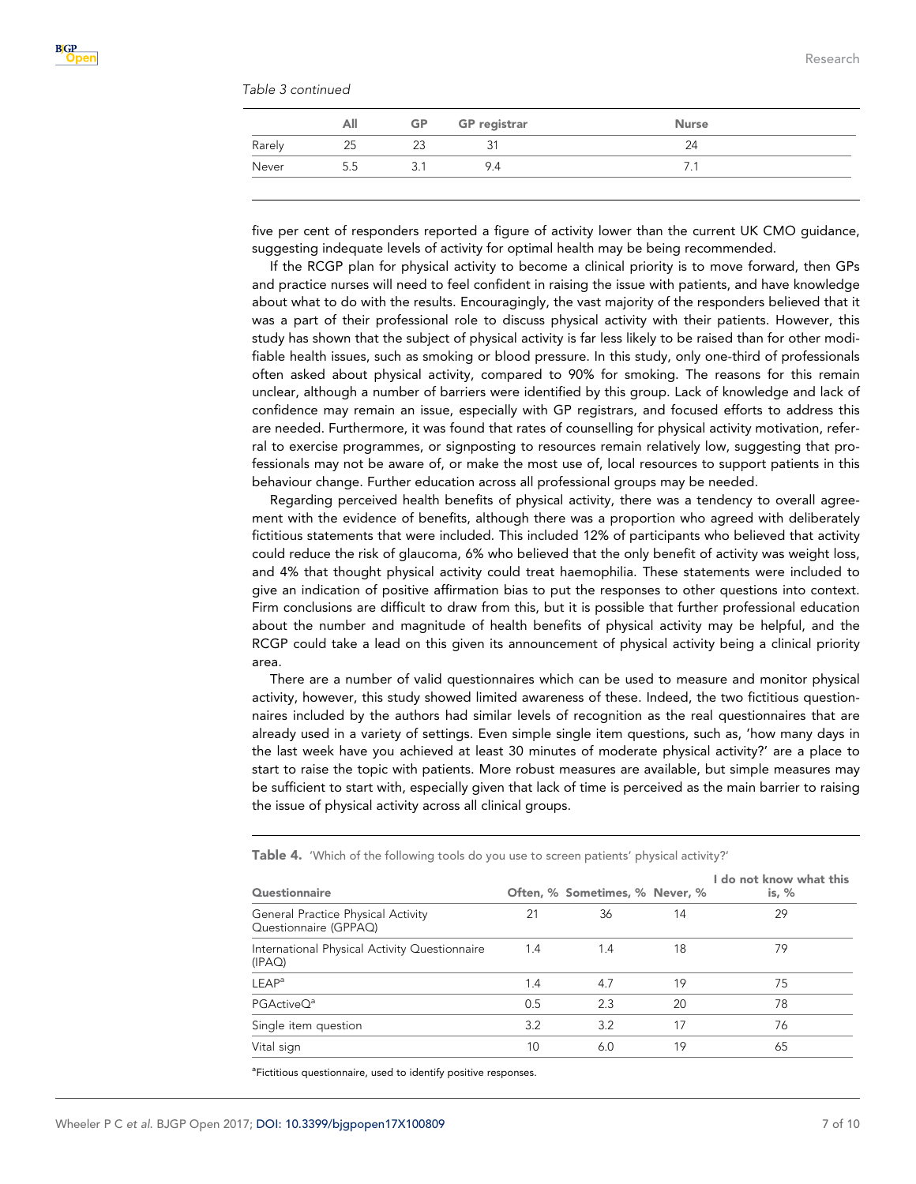*Table 3 continued*

| | All | GP | GP registrar | Nurse |
|---|---|---|---|---|
| Rarely | 25 | 23 | 31 | 24 |
| Never | 5.5 | 3.1 | 9.4 | 7.1 |

five per cent of responders reported a figure of activity lower than the current UK CMO guidance, suggesting indequate levels of activity for optimal health may be being recommended.

If the RCGP plan for physical activity to become a clinical priority is to move forward, then GPs and practice nurses will need to feel confident in raising the issue with patients, and have knowledge about what to do with the results. Encouragingly, the vast majority of the responders believed that it was a part of their professional role to discuss physical activity with their patients. However, this study has shown that the subject of physical activity is far less likely to be raised than for other modifiable health issues, such as smoking or blood pressure. In this study, only one-third of professionals often asked about physical activity, compared to 90% for smoking. The reasons for this remain unclear, although a number of barriers were identified by this group. Lack of knowledge and lack of confidence may remain an issue, especially with GP registrars, and focused efforts to address this are needed. Furthermore, it was found that rates of counselling for physical activity motivation, referral to exercise programmes, or signposting to resources remain relatively low, suggesting that professionals may not be aware of, or make the most use of, local resources to support patients in this behaviour change. Further education across all professional groups may be needed.

Regarding perceived health benefits of physical activity, there was a tendency to overall agreement with the evidence of benefits, although there was a proportion who agreed with deliberately fictitious statements that were included. This included 12% of participants who believed that activity could reduce the risk of glaucoma, 6% who believed that the only benefit of activity was weight loss, and 4% that thought physical activity could treat haemophilia. These statements were included to give an indication of positive affirmation bias to put the responses to other questions into context. Firm conclusions are difficult to draw from this, but it is possible that further professional education about the number and magnitude of health benefits of physical activity may be helpful, and the RCGP could take a lead on this given its announcement of physical activity being a clinical priority area.

There are a number of valid questionnaires which can be used to measure and monitor physical activity, however, this study showed limited awareness of these. Indeed, the two fictitious questionnaires included by the authors had similar levels of recognition as the real questionnaires that are already used in a variety of settings. Even simple single item questions, such as, 'how many days in the last week have you achieved at least 30 minutes of moderate physical activity?' are a place to start to raise the topic with patients. More robust measures are available, but simple measures may be sufficient to start with, especially given that lack of time is perceived as the main barrier to raising the issue of physical activity across all clinical groups.

**Table 4.** 'Which of the following tools do you use to screen patients' physical activity?'

| Questionnaire | Often, % | Sometimes, % | Never, % | I do not know what this is, % |
|---|---|---|---|---|
| General Practice Physical Activity Questionnaire (GPPAQ) | 21 | 36 | 14 | 29 |
| International Physical Activity Questionnaire (IPAQ) | 1.4 | 1.4 | 18 | 79 |
| LEAP[a] | 1.4 | 4.7 | 19 | 75 |
| PGActiveQ[a] | 0.5 | 2.3 | 20 | 78 |
| Single item question | 3.2 | 3.2 | 17 | 76 |
| Vital sign | 10 | 6.0 | 19 | 65 |

[a]Fictitious questionnaire, used to identify positive responses.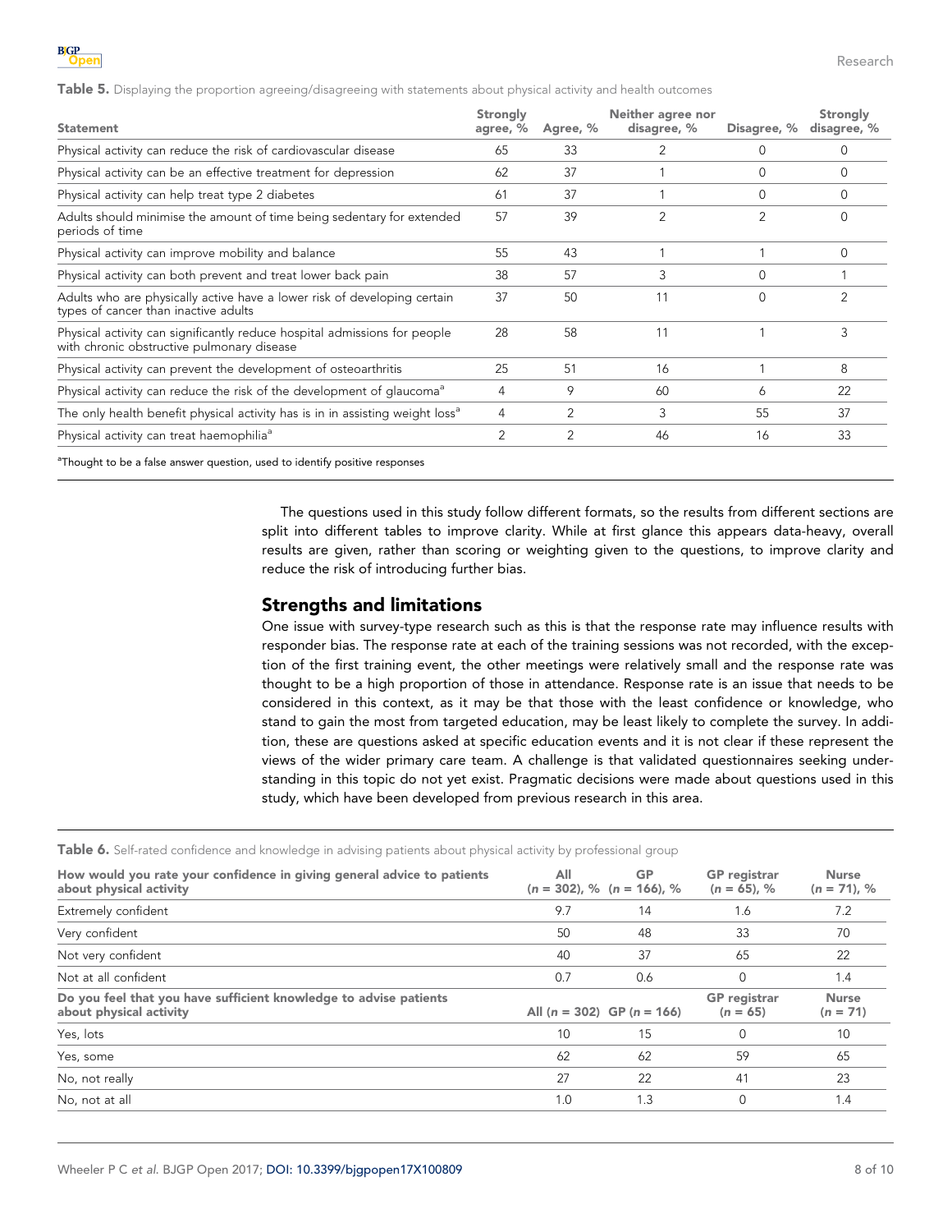**Table 5.** Displaying the proportion agreeing/disagreeing with statements about physical activity and health outcomes

| Statement | Strongly agree, % | Agree, % | Neither agree nor disagree, % | Disagree, % | Strongly disagree, % |
|---|---|---|---|---|---|
| Physical activity can reduce the risk of cardiovascular disease | 65 | 33 | 2 | 0 | 0 |
| Physical activity can be an effective treatment for depression | 62 | 37 | 1 | 0 | 0 |
| Physical activity can help treat type 2 diabetes | 61 | 37 | 1 | 0 | 0 |
| Adults should minimise the amount of time being sedentary for extended periods of time | 57 | 39 | 2 | 2 | 0 |
| Physical activity can improve mobility and balance | 55 | 43 | 1 | 1 | 0 |
| Physical activity can both prevent and treat lower back pain | 38 | 57 | 3 | 0 | 1 |
| Adults who are physically active have a lower risk of developing certain types of cancer than inactive adults | 37 | 50 | 11 | 0 | 2 |
| Physical activity can significantly reduce hospital admissions for people with chronic obstructive pulmonary disease | 28 | 58 | 11 | 1 | 3 |
| Physical activity can prevent the development of osteoarthritis | 25 | 51 | 16 | 1 | 8 |
| Physical activity can reduce the risk of the development of glaucoma[a] | 4 | 9 | 60 | 6 | 22 |
| The only health benefit physical activity has is in assisting weight loss[a] | 4 | 2 | 3 | 55 | 37 |
| Physical activity can treat haemophilia[a] | 2 | 2 | 46 | 16 | 33 |

[a]Thought to be a false answer question, used to identify positive responses

The questions used in this study follow different formats, so the results from different sections are split into different tables to improve clarity. While at first glance this appears data-heavy, overall results are given, rather than scoring or weighting given to the questions, to improve clarity and reduce the risk of introducing further bias.

## Strengths and limitations

One issue with survey-type research such as this is that the response rate may influence results with responder bias. The response rate at each of the training sessions was not recorded, with the exception of the first training event, the other meetings were relatively small and the response rate was thought to be a high proportion of those in attendance. Response rate is an issue that needs to be considered in this context, as it may be that those with the least confidence or knowledge, who stand to gain the most from targeted education, may be least likely to complete the survey. In addition, these are questions asked at specific education events and it is not clear if these represent the views of the wider primary care team. A challenge is that validated questionnaires seeking understanding in this topic do not yet exist. Pragmatic decisions were made about questions used in this study, which have been developed from previous research in this area.

**Table 6.** Self-rated confidence and knowledge in advising patients about physical activity by professional group

| How would you rate your confidence in giving general advice to patients about physical activity | All (*n* = 302), % | GP (*n* = 166), % | GP registrar (*n* = 65), % | Nurse (*n* = 71), % |
|---|---|---|---|---|
| Extremely confident | 9.7 | 14 | 1.6 | 7.2 |
| Very confident | 50 | 48 | 33 | 70 |
| Not very confident | 40 | 37 | 65 | 22 |
| Not at all confident | 0.7 | 0.6 | 0 | 1.4 |
| **Do you feel that you have sufficient knowledge to advise patients about physical activity** | **All (*n* = 302)** | **GP (*n* = 166)** | **GP registrar (*n* = 65)** | **Nurse (*n* = 71)** |
| Yes, lots | 10 | 15 | 0 | 10 |
| Yes, some | 62 | 62 | 59 | 65 |
| No, not really | 27 | 22 | 41 | 23 |
| No, not at all | 1.0 | 1.3 | 0 | 1.4 |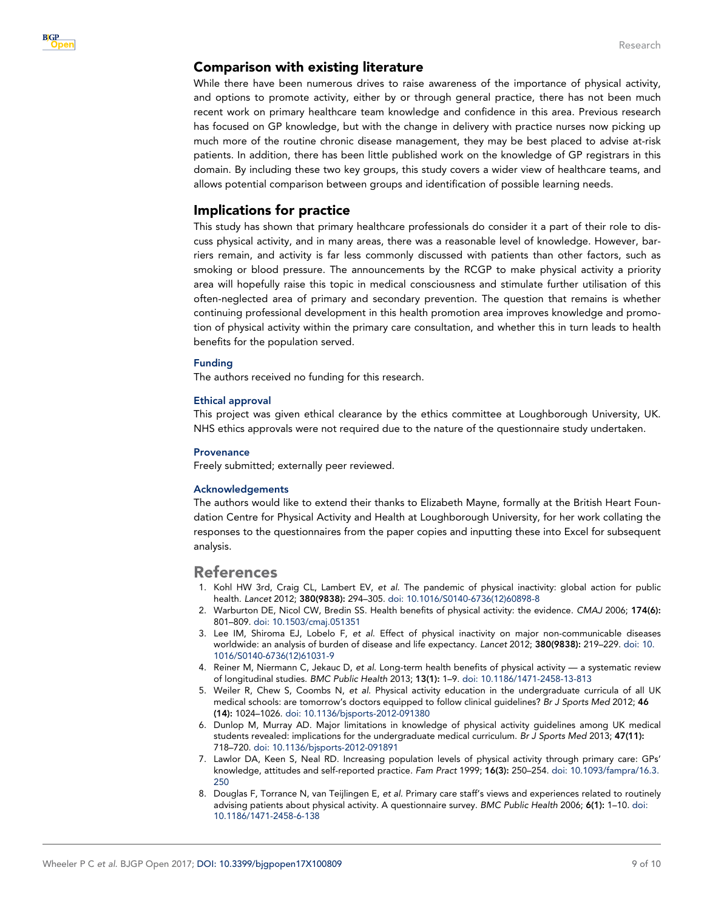## Comparison with existing literature

While there have been numerous drives to raise awareness of the importance of physical activity, and options to promote activity, either by or through general practice, there has not been much recent work on primary healthcare team knowledge and confidence in this area. Previous research has focused on GP knowledge, but with the change in delivery with practice nurses now picking up much more of the routine chronic disease management, they may be best placed to advise at-risk patients. In addition, there has been little published work on the knowledge of GP registrars in this domain. By including these two key groups, this study covers a wider view of healthcare teams, and allows potential comparison between groups and identification of possible learning needs.

## Implications for practice

This study has shown that primary healthcare professionals do consider it a part of their role to discuss physical activity, and in many areas, there was a reasonable level of knowledge. However, barriers remain, and activity is far less commonly discussed with patients than other factors, such as smoking or blood pressure. The announcements by the RCGP to make physical activity a priority area will hopefully raise this topic in medical consciousness and stimulate further utilisation of this often-neglected area of primary and secondary prevention. The question that remains is whether continuing professional development in this health promotion area improves knowledge and promotion of physical activity within the primary care consultation, and whether this in turn leads to health benefits for the population served.

### Funding

The authors received no funding for this research.

### Ethical approval

This project was given ethical clearance by the ethics committee at Loughborough University, UK. NHS ethics approvals were not required due to the nature of the questionnaire study undertaken.

### Provenance

Freely submitted; externally peer reviewed.

### Acknowledgements

The authors would like to extend their thanks to Elizabeth Mayne, formally at the British Heart Foundation Centre for Physical Activity and Health at Loughborough University, for her work collating the responses to the questionnaires from the paper copies and inputting these into Excel for subsequent analysis.

# References

1. Kohl HW 3rd, Craig CL, Lambert EV, *et al*. The pandemic of physical inactivity: global action for public health. *Lancet* 2012; **380(9838):** 294–305. doi: 10.1016/S0140-6736(12)60898-8
2. Warburton DE, Nicol CW, Bredin SS. Health benefits of physical activity: the evidence. *CMAJ* 2006; **174(6):** 801–809. doi: 10.1503/cmaj.051351
3. Lee IM, Shiroma EJ, Lobelo F, *et al*. Effect of physical inactivity on major non-communicable diseases worldwide: an analysis of burden of disease and life expectancy. *Lancet* 2012; **380(9838):** 219–229. doi: 10.1016/S0140-6736(12)61031-9
4. Reiner M, Niermann C, Jekauc D, *et al*. Long-term health benefits of physical activity — a systematic review of longitudinal studies. *BMC Public Health* 2013; **13(1):** 1–9. doi: 10.1186/1471-2458-13-813
5. Weiler R, Chew S, Coombs N, *et al*. Physical activity education in the undergraduate curricula of all UK medical schools: are tomorrow's doctors equipped to follow clinical guidelines? *Br J Sports Med* 2012; **46 (14):** 1024–1026. doi: 10.1136/bjsports-2012-091380
6. Dunlop M, Murray AD. Major limitations in knowledge of physical activity guidelines among UK medical students revealed: implications for the undergraduate medical curriculum. *Br J Sports Med* 2013; **47(11):** 718–720. doi: 10.1136/bjsports-2012-091891
7. Lawlor DA, Keen S, Neal RD. Increasing population levels of physical activity through primary care: GPs' knowledge, attitudes and self-reported practice. *Fam Pract* 1999; **16(3):** 250–254. doi: 10.1093/fampra/16.3.250
8. Douglas F, Torrance N, van Teijlingen E, *et al*. Primary care staff's views and experiences related to routinely advising patients about physical activity. A questionnaire survey. *BMC Public Health* 2006; **6(1):** 1–10. doi: 10.1186/1471-2458-6-138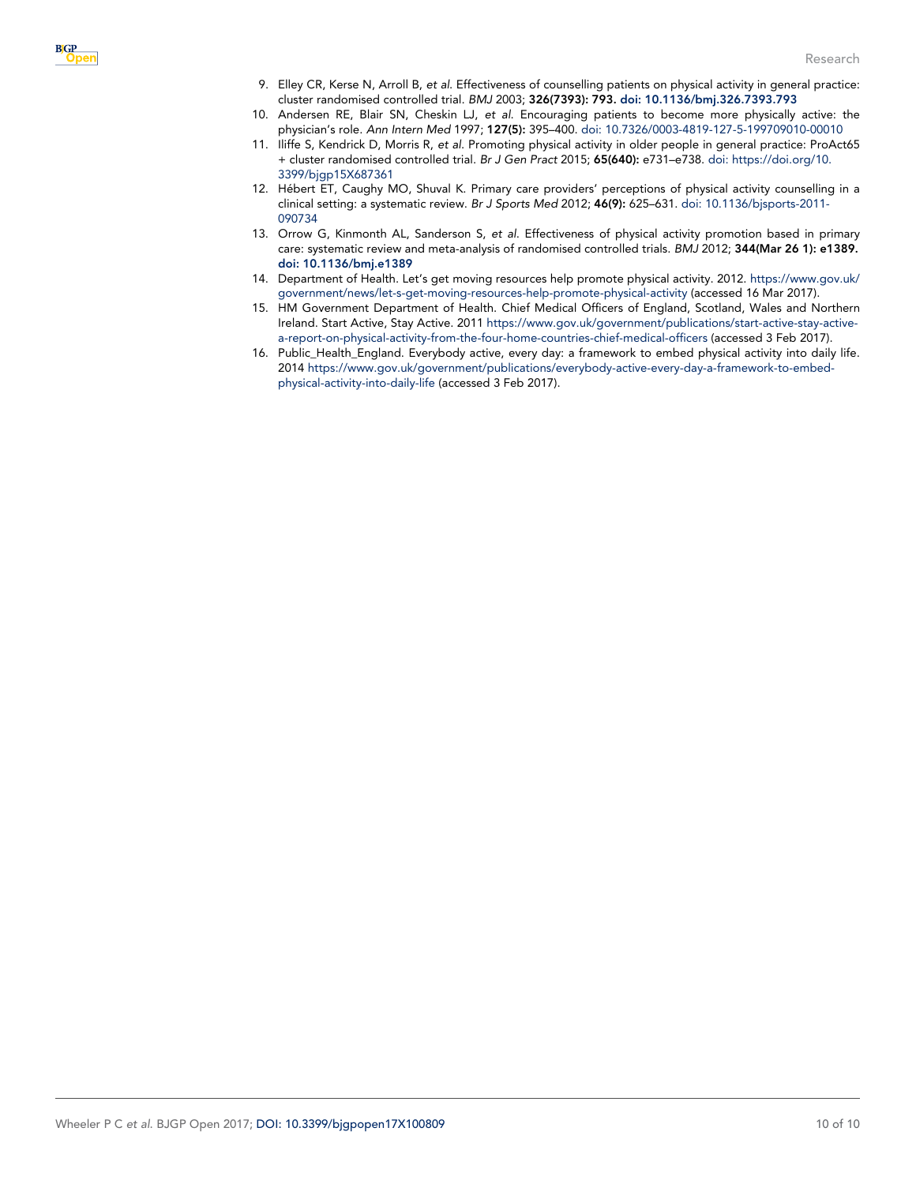9. Elley CR, Kerse N, Arroll B, *et al*. Effectiveness of counselling patients on physical activity in general practice: cluster randomised controlled trial. *BMJ* 2003; **326(7393): 793. doi: 10.1136/bmj.326.7393.793**
10. Andersen RE, Blair SN, Cheskin LJ, *et al*. Encouraging patients to become more physically active: the physician's role. *Ann Intern Med* 1997; **127(5):** 395–400. doi: 10.7326/0003-4819-127-5-199709010-00010
11. Iliffe S, Kendrick D, Morris R, *et al*. Promoting physical activity in older people in general practice: ProAct65 + cluster randomised controlled trial. *Br J Gen Pract* 2015; **65(640):** e731–e738. doi: https://doi.org/10.3399/bjgp15X687361
12. Hébert ET, Caughy MO, Shuval K. Primary care providers' perceptions of physical activity counselling in a clinical setting: a systematic review. *Br J Sports Med* 2012; **46(9):** 625–631. doi: 10.1136/bjsports-2011-090734
13. Orrow G, Kinmonth AL, Sanderson S, *et al*. Effectiveness of physical activity promotion based in primary care: systematic review and meta-analysis of randomised controlled trials. *BMJ* 2012; **344(Mar 26 1): e1389. doi: 10.1136/bmj.e1389**
14. Department of Health. Let's get moving resources help promote physical activity. 2012. https://www.gov.uk/government/news/let-s-get-moving-resources-help-promote-physical-activity (accessed 16 Mar 2017).
15. HM Government Department of Health. Chief Medical Officers of England, Scotland, Wales and Northern Ireland. Start Active, Stay Active. 2011 https://www.gov.uk/government/publications/start-active-stay-active-a-report-on-physical-activity-from-the-four-home-countries-chief-medical-officers (accessed 3 Feb 2017).
16. Public_Health_England. Everybody active, every day: a framework to embed physical activity into daily life. 2014 https://www.gov.uk/government/publications/everybody-active-every-day-a-framework-to-embed-physical-activity-into-daily-life (accessed 3 Feb 2017).